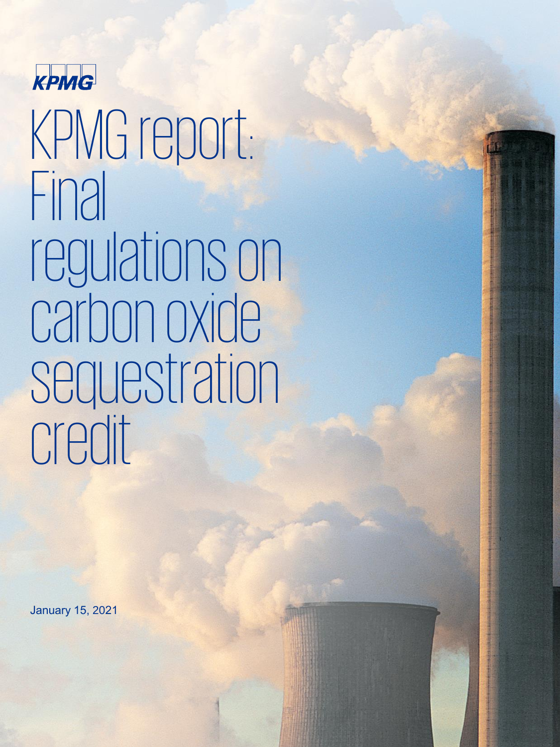KPMG

# KPMG report: Final regulations on carbon oxide sequestration credit

January 15, 2021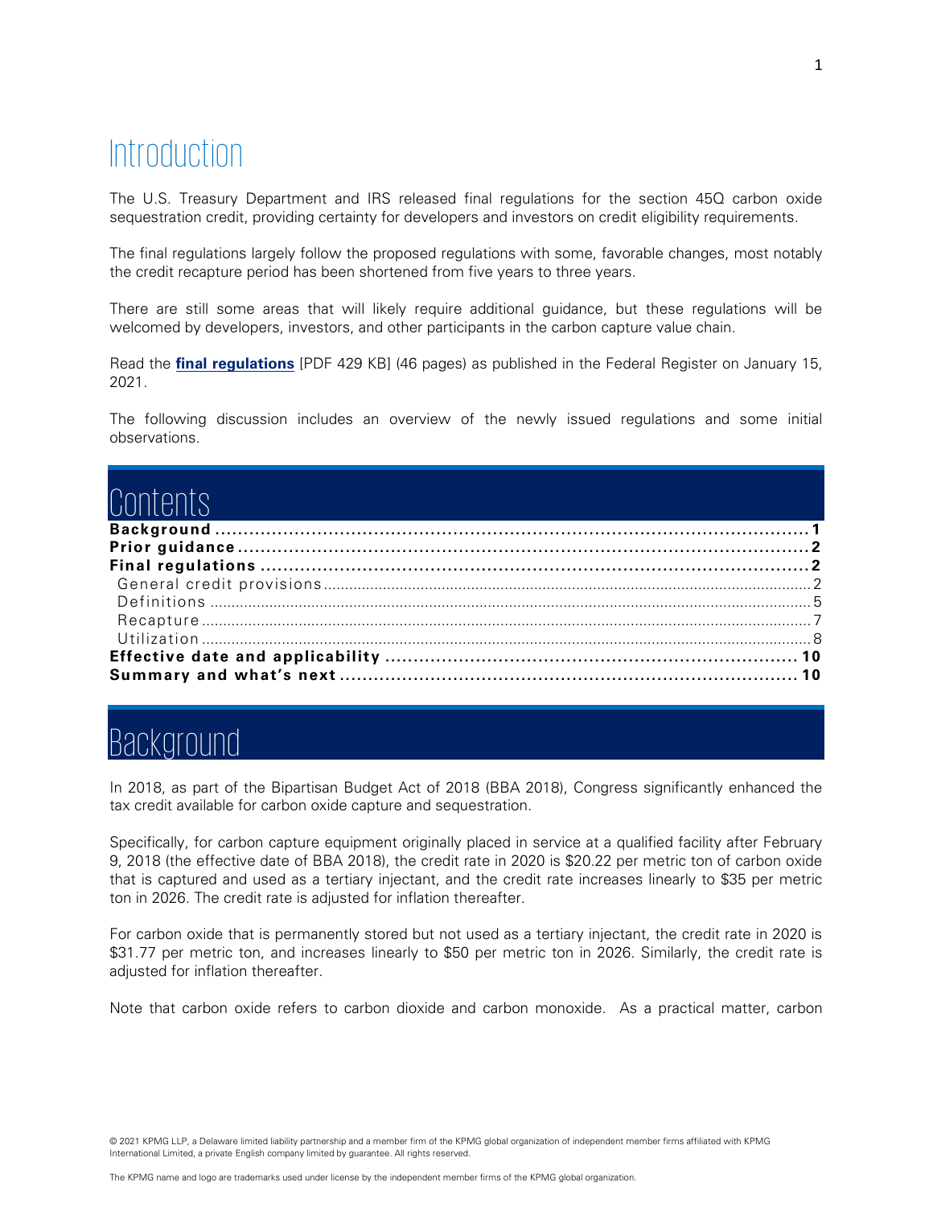# Introduction

The U.S. Treasury Department and IRS released final regulations for the section 45Q carbon oxide sequestration credit, providing certainty for developers and investors on credit eligibility requirements.

The final regulations largely follow the proposed regulations with some, favorable changes, most notably the credit recapture period has been shortened from five years to three years.

There are still some areas that will likely require additional guidance, but these regulations will be welcomed by developers, investors, and other participants in the carbon capture value chain.

Read the **final regulations** [PDF 429 KB] (46 pages) as published in the Federal Register on January 15, 2021.

The following discussion includes an overview of the newly issued regulations and some initial observations.

# Contents

**Background** .................................................. **1**
**Prior guidance** .................................................. **2**
**Final regulations** .................................................. **2**
  General credit provisions .................................................. 2
  Definitions .................................................. 5
  Recapture .................................................. 7
  Utilization .................................................. 8
**Effective date and applicability** .................................................. **10**
**Summary and what's next** .................................................. **10**

# Background

In 2018, as part of the Bipartisan Budget Act of 2018 (BBA 2018), Congress significantly enhanced the tax credit available for carbon oxide capture and sequestration.

Specifically, for carbon capture equipment originally placed in service at a qualified facility after February 9, 2018 (the effective date of BBA 2018), the credit rate in 2020 is $20.22 per metric ton of carbon oxide that is captured and used as a tertiary injectant, and the credit rate increases linearly to $35 per metric ton in 2026. The credit rate is adjusted for inflation thereafter.

For carbon oxide that is permanently stored but not used as a tertiary injectant, the credit rate in 2020 is $31.77 per metric ton, and increases linearly to $50 per metric ton in 2026. Similarly, the credit rate is adjusted for inflation thereafter.

Note that carbon oxide refers to carbon dioxide and carbon monoxide. As a practical matter, carbon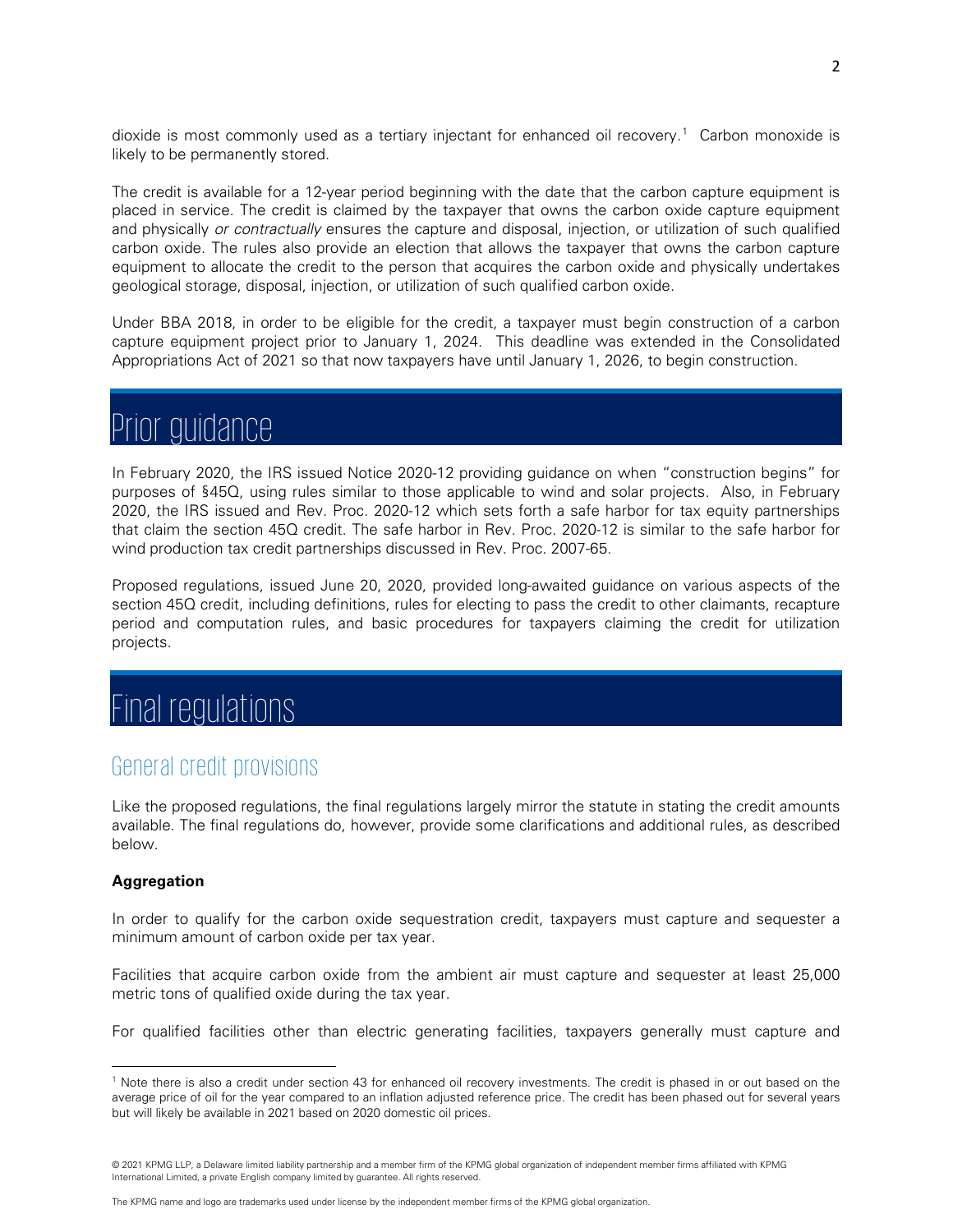dioxide is most commonly used as a tertiary injectant for enhanced oil recovery.[1] Carbon monoxide is likely to be permanently stored.

The credit is available for a 12-year period beginning with the date that the carbon capture equipment is placed in service. The credit is claimed by the taxpayer that owns the carbon oxide capture equipment and physically *or contractually* ensures the capture and disposal, injection, or utilization of such qualified carbon oxide. The rules also provide an election that allows the taxpayer that owns the carbon capture equipment to allocate the credit to the person that acquires the carbon oxide and physically undertakes geological storage, disposal, injection, or utilization of such qualified carbon oxide.

Under BBA 2018, in order to be eligible for the credit, a taxpayer must begin construction of a carbon capture equipment project prior to January 1, 2024. This deadline was extended in the Consolidated Appropriations Act of 2021 so that now taxpayers have until January 1, 2026, to begin construction.

# Prior guidance

In February 2020, the IRS issued Notice 2020-12 providing guidance on when "construction begins" for purposes of §45Q, using rules similar to those applicable to wind and solar projects. Also, in February 2020, the IRS issued and Rev. Proc. 2020-12 which sets forth a safe harbor for tax equity partnerships that claim the section 45Q credit. The safe harbor in Rev. Proc. 2020-12 is similar to the safe harbor for wind production tax credit partnerships discussed in Rev. Proc. 2007-65.

Proposed regulations, issued June 20, 2020, provided long-awaited guidance on various aspects of the section 45Q credit, including definitions, rules for electing to pass the credit to other claimants, recapture period and computation rules, and basic procedures for taxpayers claiming the credit for utilization projects.

# Final regulations

## General credit provisions

Like the proposed regulations, the final regulations largely mirror the statute in stating the credit amounts available. The final regulations do, however, provide some clarifications and additional rules, as described below.

**Aggregation**

In order to qualify for the carbon oxide sequestration credit, taxpayers must capture and sequester a minimum amount of carbon oxide per tax year.

Facilities that acquire carbon oxide from the ambient air must capture and sequester at least 25,000 metric tons of qualified oxide during the tax year.

For qualified facilities other than electric generating facilities, taxpayers generally must capture and

[1] Note there is also a credit under section 43 for enhanced oil recovery investments. The credit is phased in or out based on the average price of oil for the year compared to an inflation adjusted reference price. The credit has been phased out for several years but will likely be available in 2021 based on 2020 domestic oil prices.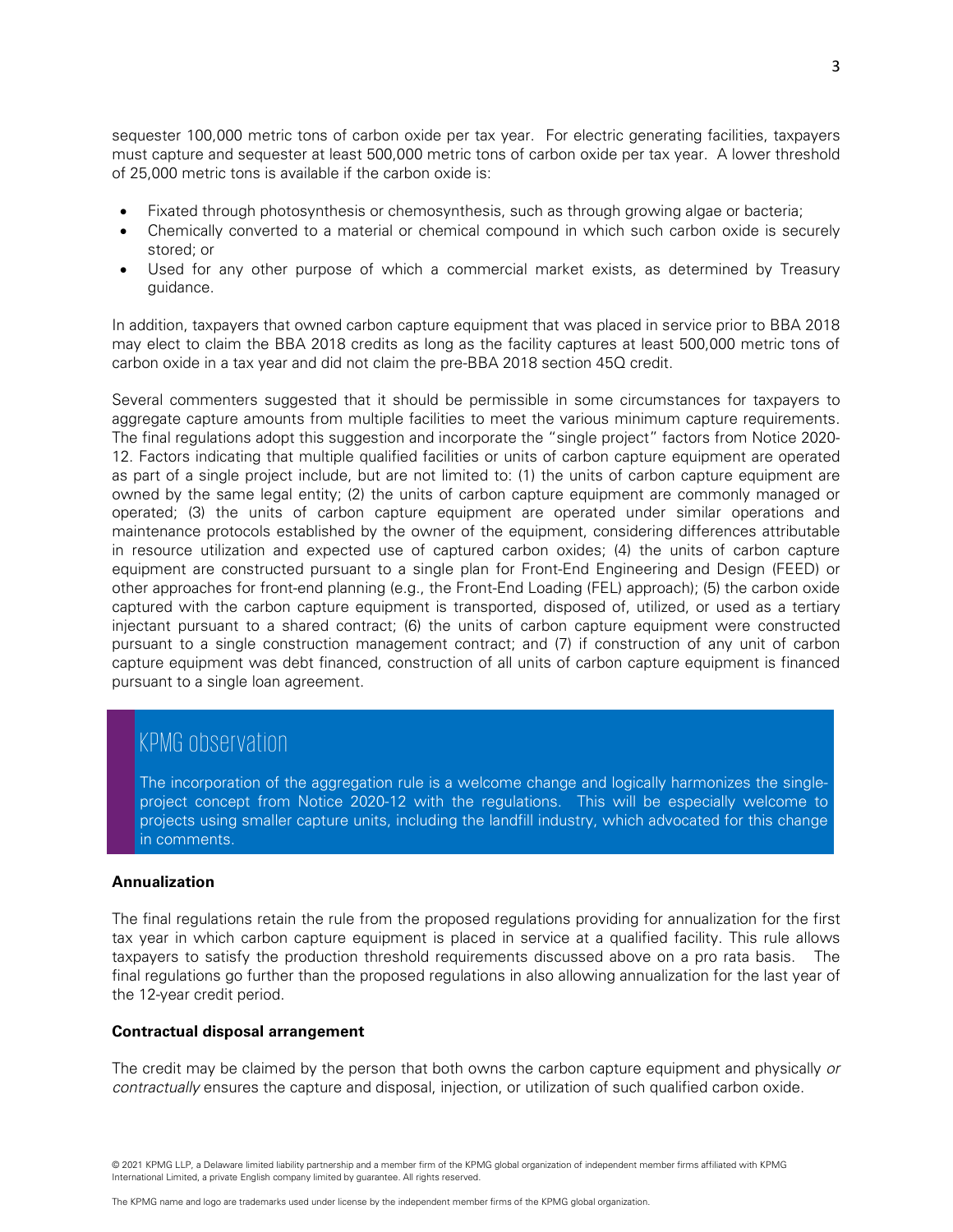sequester 100,000 metric tons of carbon oxide per tax year. For electric generating facilities, taxpayers must capture and sequester at least 500,000 metric tons of carbon oxide per tax year. A lower threshold of 25,000 metric tons is available if the carbon oxide is:

- Fixated through photosynthesis or chemosynthesis, such as through growing algae or bacteria;
- Chemically converted to a material or chemical compound in which such carbon oxide is securely stored; or
- Used for any other purpose of which a commercial market exists, as determined by Treasury guidance.

In addition, taxpayers that owned carbon capture equipment that was placed in service prior to BBA 2018 may elect to claim the BBA 2018 credits as long as the facility captures at least 500,000 metric tons of carbon oxide in a tax year and did not claim the pre-BBA 2018 section 45Q credit.

Several commenters suggested that it should be permissible in some circumstances for taxpayers to aggregate capture amounts from multiple facilities to meet the various minimum capture requirements. The final regulations adopt this suggestion and incorporate the "single project" factors from Notice 2020-12. Factors indicating that multiple qualified facilities or units of carbon capture equipment are operated as part of a single project include, but are not limited to: (1) the units of carbon capture equipment are owned by the same legal entity; (2) the units of carbon capture equipment are commonly managed or operated; (3) the units of carbon capture equipment are operated under similar operations and maintenance protocols established by the owner of the equipment, considering differences attributable in resource utilization and expected use of captured carbon oxides; (4) the units of carbon capture equipment are constructed pursuant to a single plan for Front-End Engineering and Design (FEED) or other approaches for front-end planning (e.g., the Front-End Loading (FEL) approach); (5) the carbon oxide captured with the carbon capture equipment is transported, disposed of, utilized, or used as a tertiary injectant pursuant to a shared contract; (6) the units of carbon capture equipment were constructed pursuant to a single construction management contract; and (7) if construction of any unit of carbon capture equipment was debt financed, construction of all units of carbon capture equipment is financed pursuant to a single loan agreement.

## KPMG observation

The incorporation of the aggregation rule is a welcome change and logically harmonizes the single-project concept from Notice 2020-12 with the regulations. This will be especially welcome to projects using smaller capture units, including the landfill industry, which advocated for this change in comments.

**Annualization**

The final regulations retain the rule from the proposed regulations providing for annualization for the first tax year in which carbon capture equipment is placed in service at a qualified facility. This rule allows taxpayers to satisfy the production threshold requirements discussed above on a pro rata basis. The final regulations go further than the proposed regulations in also allowing annualization for the last year of the 12-year credit period.

**Contractual disposal arrangement**

The credit may be claimed by the person that both owns the carbon capture equipment and physically *or contractually* ensures the capture and disposal, injection, or utilization of such qualified carbon oxide.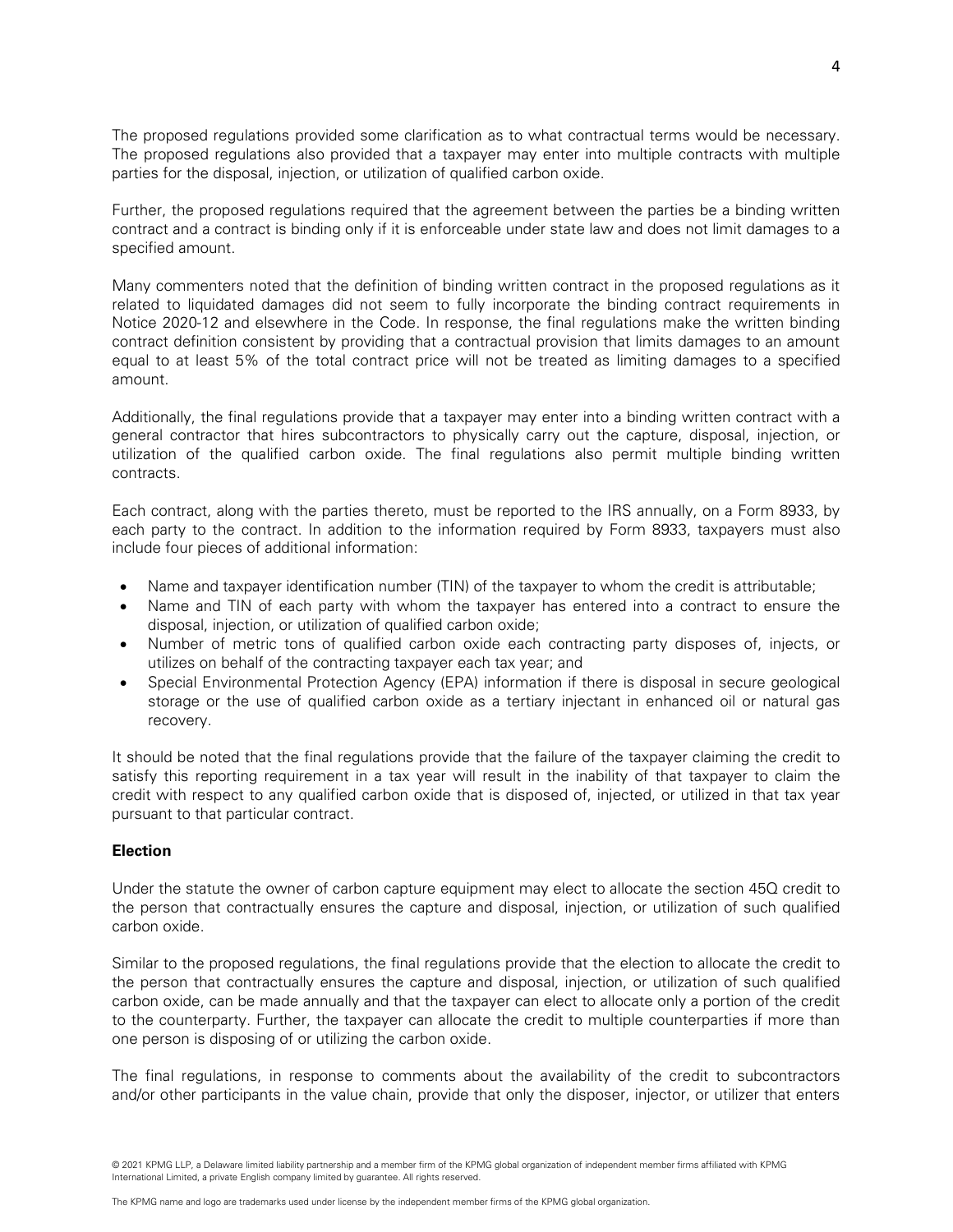The proposed regulations provided some clarification as to what contractual terms would be necessary. The proposed regulations also provided that a taxpayer may enter into multiple contracts with multiple parties for the disposal, injection, or utilization of qualified carbon oxide.

Further, the proposed regulations required that the agreement between the parties be a binding written contract and a contract is binding only if it is enforceable under state law and does not limit damages to a specified amount.

Many commenters noted that the definition of binding written contract in the proposed regulations as it related to liquidated damages did not seem to fully incorporate the binding contract requirements in Notice 2020-12 and elsewhere in the Code. In response, the final regulations make the written binding contract definition consistent by providing that a contractual provision that limits damages to an amount equal to at least 5% of the total contract price will not be treated as limiting damages to a specified amount.

Additionally, the final regulations provide that a taxpayer may enter into a binding written contract with a general contractor that hires subcontractors to physically carry out the capture, disposal, injection, or utilization of the qualified carbon oxide. The final regulations also permit multiple binding written contracts.

Each contract, along with the parties thereto, must be reported to the IRS annually, on a Form 8933, by each party to the contract. In addition to the information required by Form 8933, taxpayers must also include four pieces of additional information:

- Name and taxpayer identification number (TIN) of the taxpayer to whom the credit is attributable;
- Name and TIN of each party with whom the taxpayer has entered into a contract to ensure the disposal, injection, or utilization of qualified carbon oxide;
- Number of metric tons of qualified carbon oxide each contracting party disposes of, injects, or utilizes on behalf of the contracting taxpayer each tax year; and
- Special Environmental Protection Agency (EPA) information if there is disposal in secure geological storage or the use of qualified carbon oxide as a tertiary injectant in enhanced oil or natural gas recovery.

It should be noted that the final regulations provide that the failure of the taxpayer claiming the credit to satisfy this reporting requirement in a tax year will result in the inability of that taxpayer to claim the credit with respect to any qualified carbon oxide that is disposed of, injected, or utilized in that tax year pursuant to that particular contract.

**Election**

Under the statute the owner of carbon capture equipment may elect to allocate the section 45Q credit to the person that contractually ensures the capture and disposal, injection, or utilization of such qualified carbon oxide.

Similar to the proposed regulations, the final regulations provide that the election to allocate the credit to the person that contractually ensures the capture and disposal, injection, or utilization of such qualified carbon oxide, can be made annually and that the taxpayer can elect to allocate only a portion of the credit to the counterparty. Further, the taxpayer can allocate the credit to multiple counterparties if more than one person is disposing of or utilizing the carbon oxide.

The final regulations, in response to comments about the availability of the credit to subcontractors and/or other participants in the value chain, provide that only the disposer, injector, or utilizer that enters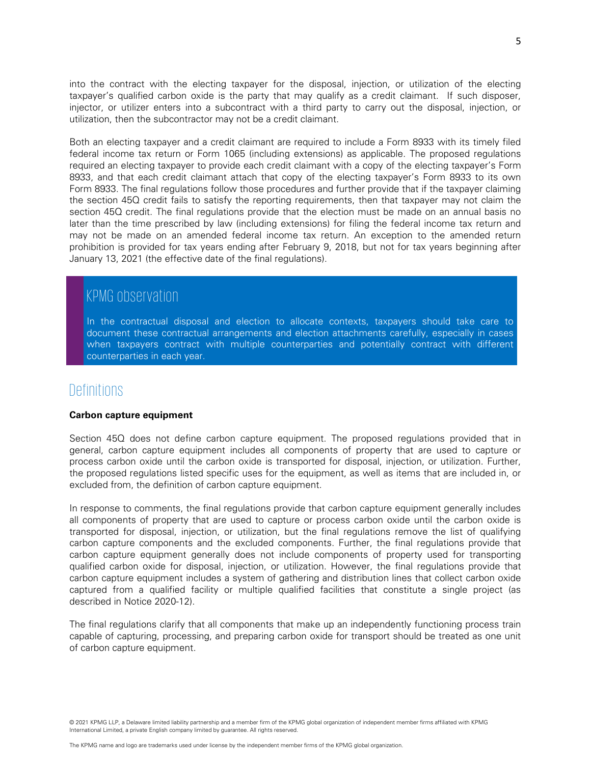into the contract with the electing taxpayer for the disposal, injection, or utilization of the electing taxpayer's qualified carbon oxide is the party that may qualify as a credit claimant. If such disposer, injector, or utilizer enters into a subcontract with a third party to carry out the disposal, injection, or utilization, then the subcontractor may not be a credit claimant.

Both an electing taxpayer and a credit claimant are required to include a Form 8933 with its timely filed federal income tax return or Form 1065 (including extensions) as applicable. The proposed regulations required an electing taxpayer to provide each credit claimant with a copy of the electing taxpayer's Form 8933, and that each credit claimant attach that copy of the electing taxpayer's Form 8933 to its own Form 8933. The final regulations follow those procedures and further provide that if the taxpayer claiming the section 45Q credit fails to satisfy the reporting requirements, then that taxpayer may not claim the section 45Q credit. The final regulations provide that the election must be made on an annual basis no later than the time prescribed by law (including extensions) for filing the federal income tax return and may not be made on an amended federal income tax return. An exception to the amended return prohibition is provided for tax years ending after February 9, 2018, but not for tax years beginning after January 13, 2021 (the effective date of the final regulations).

### KPMG observation

In the contractual disposal and election to allocate contexts, taxpayers should take care to document these contractual arrangements and election attachments carefully, especially in cases when taxpayers contract with multiple counterparties and potentially contract with different counterparties in each year.

## Definitions

**Carbon capture equipment**

Section 45Q does not define carbon capture equipment. The proposed regulations provided that in general, carbon capture equipment includes all components of property that are used to capture or process carbon oxide until the carbon oxide is transported for disposal, injection, or utilization. Further, the proposed regulations listed specific uses for the equipment, as well as items that are included in, or excluded from, the definition of carbon capture equipment.

In response to comments, the final regulations provide that carbon capture equipment generally includes all components of property that are used to capture or process carbon oxide until the carbon oxide is transported for disposal, injection, or utilization, but the final regulations remove the list of qualifying carbon capture components and the excluded components. Further, the final regulations provide that carbon capture equipment generally does not include components of property used for transporting qualified carbon oxide for disposal, injection, or utilization. However, the final regulations provide that carbon capture equipment includes a system of gathering and distribution lines that collect carbon oxide captured from a qualified facility or multiple qualified facilities that constitute a single project (as described in Notice 2020-12).

The final regulations clarify that all components that make up an independently functioning process train capable of capturing, processing, and preparing carbon oxide for transport should be treated as one unit of carbon capture equipment.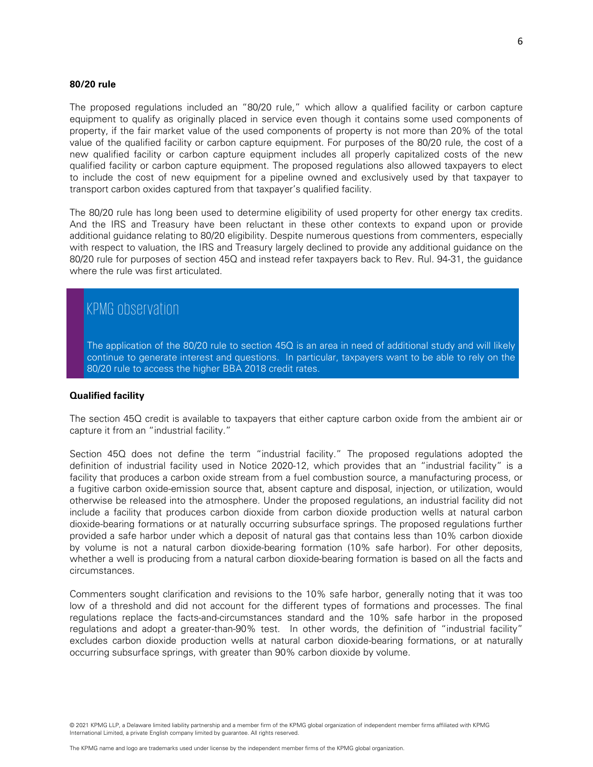**80/20 rule**

The proposed regulations included an "80/20 rule," which allow a qualified facility or carbon capture equipment to qualify as originally placed in service even though it contains some used components of property, if the fair market value of the used components of property is not more than 20% of the total value of the qualified facility or carbon capture equipment. For purposes of the 80/20 rule, the cost of a new qualified facility or carbon capture equipment includes all properly capitalized costs of the new qualified facility or carbon capture equipment. The proposed regulations also allowed taxpayers to elect to include the cost of new equipment for a pipeline owned and exclusively used by that taxpayer to transport carbon oxides captured from that taxpayer's qualified facility.

The 80/20 rule has long been used to determine eligibility of used property for other energy tax credits. And the IRS and Treasury have been reluctant in these other contexts to expand upon or provide additional guidance relating to 80/20 eligibility. Despite numerous questions from commenters, especially with respect to valuation, the IRS and Treasury largely declined to provide any additional guidance on the 80/20 rule for purposes of section 45Q and instead refer taxpayers back to Rev. Rul. 94-31, the guidance where the rule was first articulated.

> **KPMG observation**
>
> The application of the 80/20 rule to section 45Q is an area in need of additional study and will likely continue to generate interest and questions. In particular, taxpayers want to be able to rely on the 80/20 rule to access the higher BBA 2018 credit rates.

**Qualified facility**

The section 45Q credit is available to taxpayers that either capture carbon oxide from the ambient air or capture it from an "industrial facility."

Section 45Q does not define the term "industrial facility." The proposed regulations adopted the definition of industrial facility used in Notice 2020-12, which provides that an "industrial facility" is a facility that produces a carbon oxide stream from a fuel combustion source, a manufacturing process, or a fugitive carbon oxide-emission source that, absent capture and disposal, injection, or utilization, would otherwise be released into the atmosphere. Under the proposed regulations, an industrial facility did not include a facility that produces carbon dioxide from carbon dioxide production wells at natural carbon dioxide-bearing formations or at naturally occurring subsurface springs. The proposed regulations further provided a safe harbor under which a deposit of natural gas that contains less than 10% carbon dioxide by volume is not a natural carbon dioxide-bearing formation (10% safe harbor). For other deposits, whether a well is producing from a natural carbon dioxide-bearing formation is based on all the facts and circumstances.

Commenters sought clarification and revisions to the 10% safe harbor, generally noting that it was too low of a threshold and did not account for the different types of formations and processes. The final regulations replace the facts-and-circumstances standard and the 10% safe harbor in the proposed regulations and adopt a greater-than-90% test. In other words, the definition of "industrial facility" excludes carbon dioxide production wells at natural carbon dioxide-bearing formations, or at naturally occurring subsurface springs, with greater than 90% carbon dioxide by volume.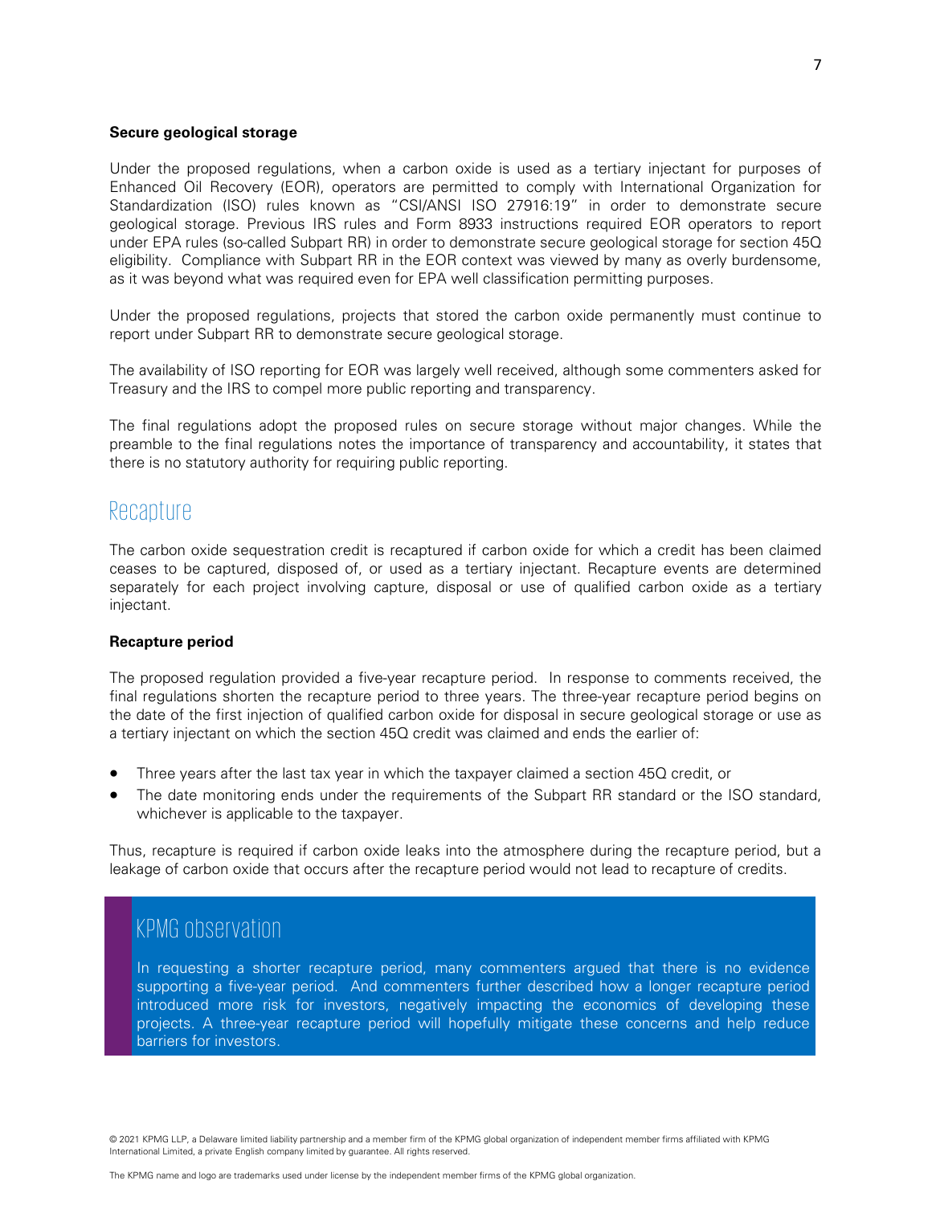### Secure geological storage

Under the proposed regulations, when a carbon oxide is used as a tertiary injectant for purposes of Enhanced Oil Recovery (EOR), operators are permitted to comply with International Organization for Standardization (ISO) rules known as "CSI/ANSI ISO 27916:19" in order to demonstrate secure geological storage. Previous IRS rules and Form 8933 instructions required EOR operators to report under EPA rules (so-called Subpart RR) in order to demonstrate secure geological storage for section 45Q eligibility. Compliance with Subpart RR in the EOR context was viewed by many as overly burdensome, as it was beyond what was required even for EPA well classification permitting purposes.

Under the proposed regulations, projects that stored the carbon oxide permanently must continue to report under Subpart RR to demonstrate secure geological storage.

The availability of ISO reporting for EOR was largely well received, although some commenters asked for Treasury and the IRS to compel more public reporting and transparency.

The final regulations adopt the proposed rules on secure storage without major changes. While the preamble to the final regulations notes the importance of transparency and accountability, it states that there is no statutory authority for requiring public reporting.

## Recapture

The carbon oxide sequestration credit is recaptured if carbon oxide for which a credit has been claimed ceases to be captured, disposed of, or used as a tertiary injectant. Recapture events are determined separately for each project involving capture, disposal or use of qualified carbon oxide as a tertiary injectant.

### Recapture period

The proposed regulation provided a five-year recapture period. In response to comments received, the final regulations shorten the recapture period to three years. The three-year recapture period begins on the date of the first injection of qualified carbon oxide for disposal in secure geological storage or use as a tertiary injectant on which the section 45Q credit was claimed and ends the earlier of:

- Three years after the last tax year in which the taxpayer claimed a section 45Q credit, or
- The date monitoring ends under the requirements of the Subpart RR standard or the ISO standard, whichever is applicable to the taxpayer.

Thus, recapture is required if carbon oxide leaks into the atmosphere during the recapture period, but a leakage of carbon oxide that occurs after the recapture period would not lead to recapture of credits.

## KPMG observation

In requesting a shorter recapture period, many commenters argued that there is no evidence supporting a five-year period. And commenters further described how a longer recapture period introduced more risk for investors, negatively impacting the economics of developing these projects. A three-year recapture period will hopefully mitigate these concerns and help reduce barriers for investors.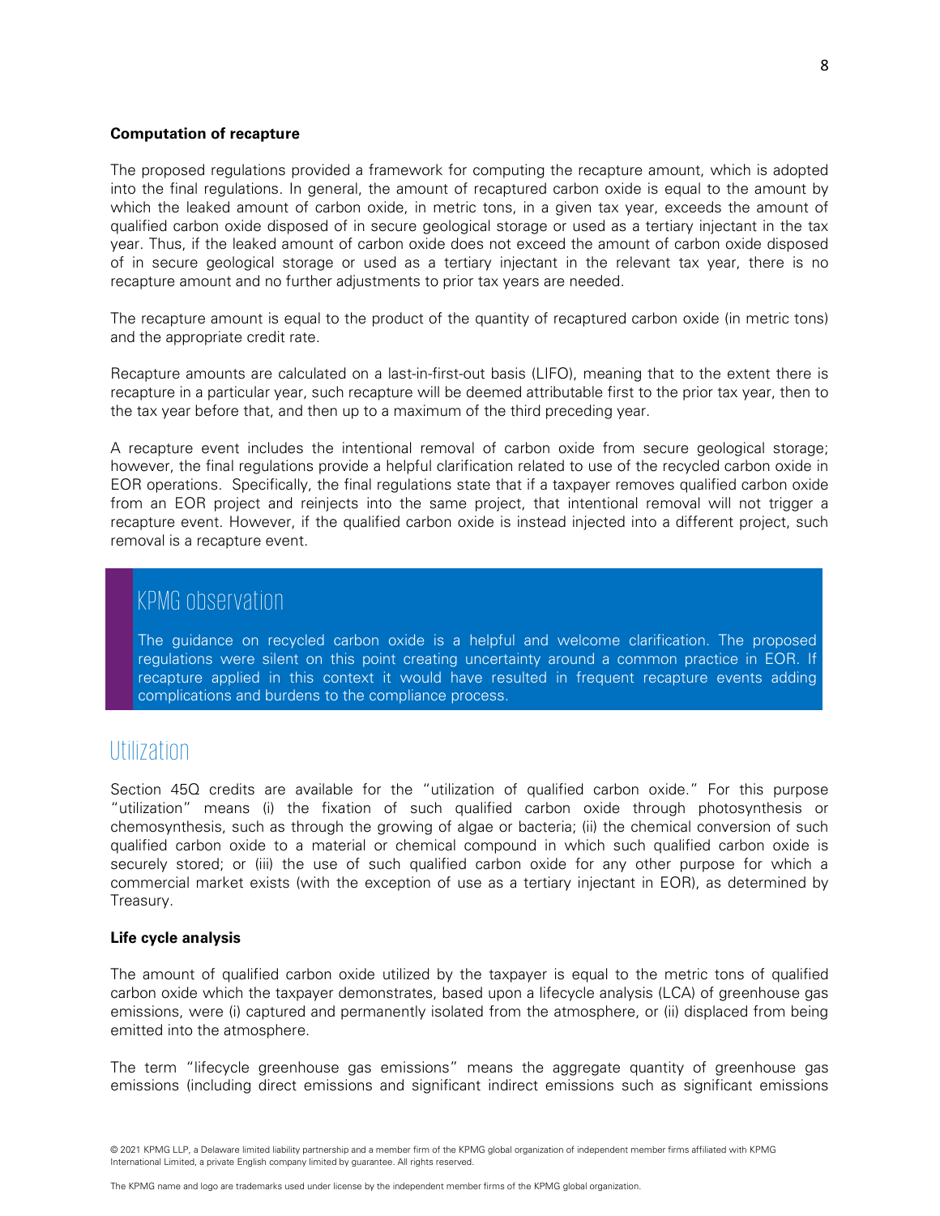**Computation of recapture**

The proposed regulations provided a framework for computing the recapture amount, which is adopted into the final regulations. In general, the amount of recaptured carbon oxide is equal to the amount by which the leaked amount of carbon oxide, in metric tons, in a given tax year, exceeds the amount of qualified carbon oxide disposed of in secure geological storage or used as a tertiary injectant in the tax year. Thus, if the leaked amount of carbon oxide does not exceed the amount of carbon oxide disposed of in secure geological storage or used as a tertiary injectant in the relevant tax year, there is no recapture amount and no further adjustments to prior tax years are needed.

The recapture amount is equal to the product of the quantity of recaptured carbon oxide (in metric tons) and the appropriate credit rate.

Recapture amounts are calculated on a last-in-first-out basis (LIFO), meaning that to the extent there is recapture in a particular year, such recapture will be deemed attributable first to the prior tax year, then to the tax year before that, and then up to a maximum of the third preceding year.

A recapture event includes the intentional removal of carbon oxide from secure geological storage; however, the final regulations provide a helpful clarification related to use of the recycled carbon oxide in EOR operations. Specifically, the final regulations state that if a taxpayer removes qualified carbon oxide from an EOR project and reinjects into the same project, that intentional removal will not trigger a recapture event. However, if the qualified carbon oxide is instead injected into a different project, such removal is a recapture event.

> ### KPMG observation
>
> The guidance on recycled carbon oxide is a helpful and welcome clarification. The proposed regulations were silent on this point creating uncertainty around a common practice in EOR. If recapture applied in this context it would have resulted in frequent recapture events adding complications and burdens to the compliance process.

## Utilization

Section 45Q credits are available for the "utilization of qualified carbon oxide." For this purpose "utilization" means (i) the fixation of such qualified carbon oxide through photosynthesis or chemosynthesis, such as through the growing of algae or bacteria; (ii) the chemical conversion of such qualified carbon oxide to a material or chemical compound in which such qualified carbon oxide is securely stored; or (iii) the use of such qualified carbon oxide for any other purpose for which a commercial market exists (with the exception of use as a tertiary injectant in EOR), as determined by Treasury.

**Life cycle analysis**

The amount of qualified carbon oxide utilized by the taxpayer is equal to the metric tons of qualified carbon oxide which the taxpayer demonstrates, based upon a lifecycle analysis (LCA) of greenhouse gas emissions, were (i) captured and permanently isolated from the atmosphere, or (ii) displaced from being emitted into the atmosphere.

The term "lifecycle greenhouse gas emissions" means the aggregate quantity of greenhouse gas emissions (including direct emissions and significant indirect emissions such as significant emissions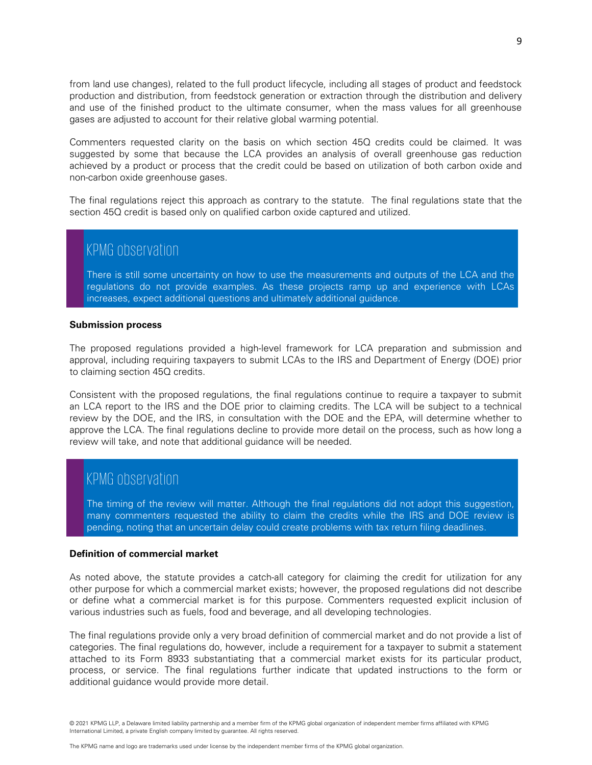from land use changes), related to the full product lifecycle, including all stages of product and feedstock production and distribution, from feedstock generation or extraction through the distribution and delivery and use of the finished product to the ultimate consumer, when the mass values for all greenhouse gases are adjusted to account for their relative global warming potential.

Commenters requested clarity on the basis on which section 45Q credits could be claimed. It was suggested by some that because the LCA provides an analysis of overall greenhouse gas reduction achieved by a product or process that the credit could be based on utilization of both carbon oxide and non-carbon oxide greenhouse gases.

The final regulations reject this approach as contrary to the statute. The final regulations state that the section 45Q credit is based only on qualified carbon oxide captured and utilized.

## KPMG observation

There is still some uncertainty on how to use the measurements and outputs of the LCA and the regulations do not provide examples. As these projects ramp up and experience with LCAs increases, expect additional questions and ultimately additional guidance.

**Submission process**

The proposed regulations provided a high-level framework for LCA preparation and submission and approval, including requiring taxpayers to submit LCAs to the IRS and Department of Energy (DOE) prior to claiming section 45Q credits.

Consistent with the proposed regulations, the final regulations continue to require a taxpayer to submit an LCA report to the IRS and the DOE prior to claiming credits. The LCA will be subject to a technical review by the DOE, and the IRS, in consultation with the DOE and the EPA, will determine whether to approve the LCA. The final regulations decline to provide more detail on the process, such as how long a review will take, and note that additional guidance will be needed.

## KPMG observation

The timing of the review will matter. Although the final regulations did not adopt this suggestion, many commenters requested the ability to claim the credits while the IRS and DOE review is pending, noting that an uncertain delay could create problems with tax return filing deadlines.

**Definition of commercial market**

As noted above, the statute provides a catch-all category for claiming the credit for utilization for any other purpose for which a commercial market exists; however, the proposed regulations did not describe or define what a commercial market is for this purpose. Commenters requested explicit inclusion of various industries such as fuels, food and beverage, and all developing technologies.

The final regulations provide only a very broad definition of commercial market and do not provide a list of categories. The final regulations do, however, include a requirement for a taxpayer to submit a statement attached to its Form 8933 substantiating that a commercial market exists for its particular product, process, or service. The final regulations further indicate that updated instructions to the form or additional guidance would provide more detail.

© 2021 KPMG LLP, a Delaware limited liability partnership and a member firm of the KPMG global organization of independent member firms affiliated with KPMG International Limited, a private English company limited by guarantee. All rights reserved.

The KPMG name and logo are trademarks used under license by the independent member firms of the KPMG global organization.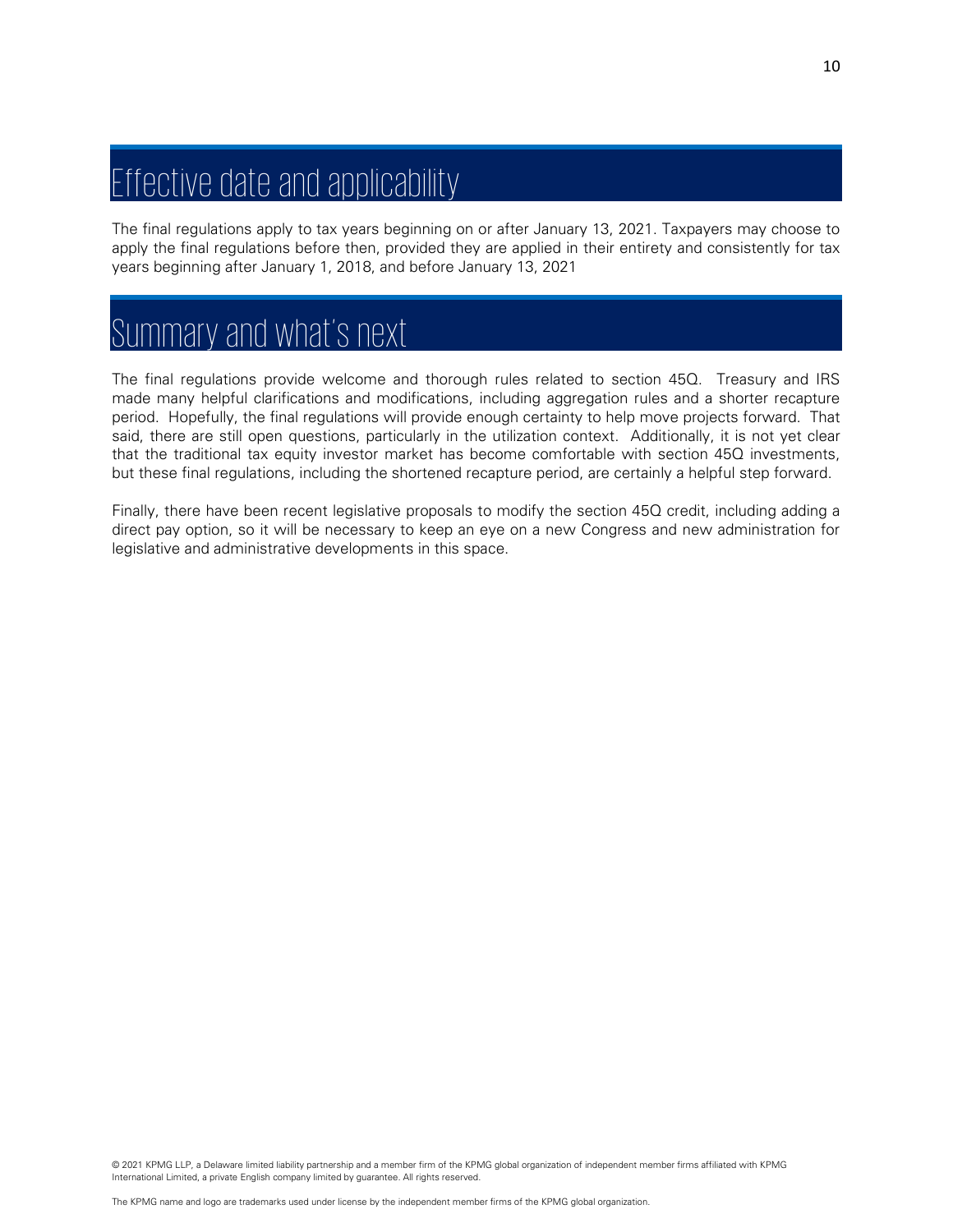## Effective date and applicability

The final regulations apply to tax years beginning on or after January 13, 2021. Taxpayers may choose to apply the final regulations before then, provided they are applied in their entirety and consistently for tax years beginning after January 1, 2018, and before January 13, 2021

## Summary and what's next

The final regulations provide welcome and thorough rules related to section 45Q. Treasury and IRS made many helpful clarifications and modifications, including aggregation rules and a shorter recapture period. Hopefully, the final regulations will provide enough certainty to help move projects forward. That said, there are still open questions, particularly in the utilization context. Additionally, it is not yet clear that the traditional tax equity investor market has become comfortable with section 45Q investments, but these final regulations, including the shortened recapture period, are certainly a helpful step forward.

Finally, there have been recent legislative proposals to modify the section 45Q credit, including adding a direct pay option, so it will be necessary to keep an eye on a new Congress and new administration for legislative and administrative developments in this space.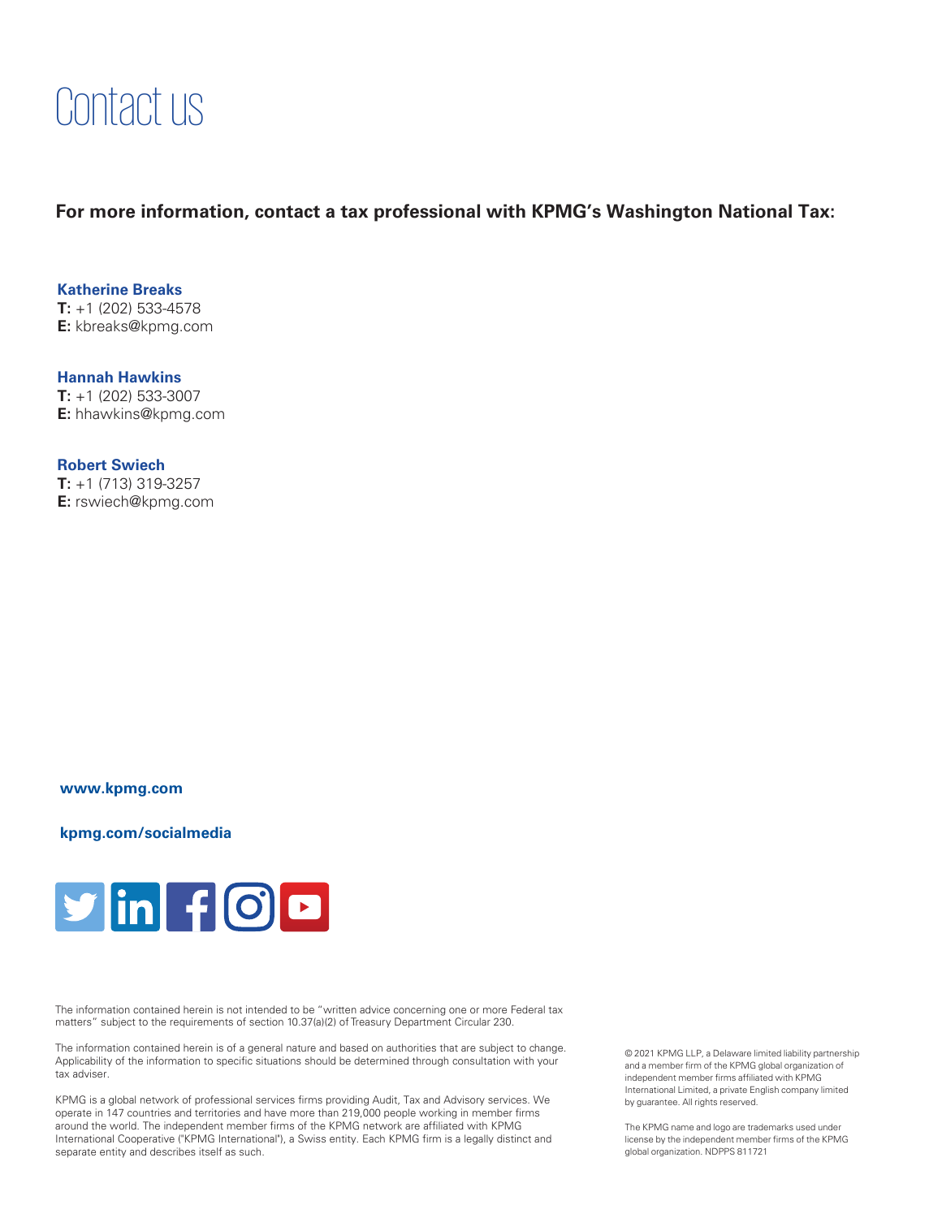# Contact us

**For more information, contact a tax professional with KPMG's Washington National Tax:**

**Katherine Breaks**
**T:** +1 (202) 533-4578
**E:** kbreaks@kpmg.com

**Hannah Hawkins**
**T:** +1 (202) 533-3007
**E:** hhawkins@kpmg.com

**Robert Swiech**
**T:** +1 (713) 319-3257
**E:** rswiech@kpmg.com

**www.kpmg.com**

**kpmg.com/socialmedia**

The information contained herein is not intended to be "written advice concerning one or more Federal tax matters" subject to the requirements of section 10.37(a)(2) of Treasury Department Circular 230.

The information contained herein is of a general nature and based on authorities that are subject to change. Applicability of the information to specific situations should be determined through consultation with your tax adviser.

KPMG is a global network of professional services firms providing Audit, Tax and Advisory services. We operate in 147 countries and territories and have more than 219,000 people working in member firms around the world. The independent member firms of the KPMG network are affiliated with KPMG International Cooperative ("KPMG International"), a Swiss entity. Each KPMG firm is a legally distinct and separate entity and describes itself as such.

© 2021 KPMG LLP, a Delaware limited liability partnership and a member firm of the KPMG global organization of independent member firms affiliated with KPMG International Limited, a private English company limited by guarantee. All rights reserved.

The KPMG name and logo are trademarks used under license by the independent member firms of the KPMG global organization. NDPPS 811721